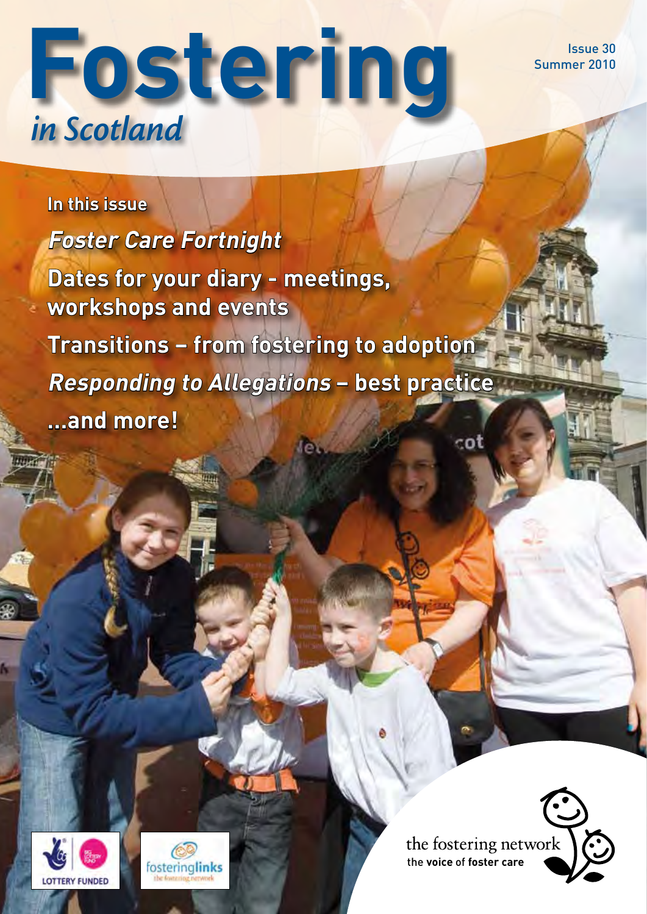# Fostering *in Scotland*

Issue 30
Summer 2010

**In this issue**

***Foster Care Fortnight***

**Dates for your diary - meetings, workshops and events**

**Transitions – from fostering to adoption**

***Responding to Allegations* – best practice**

**...and more!**

LOTTERY FUNDED

fosteringlinks
the fostering network

the fostering network
the **voice** of **foster care**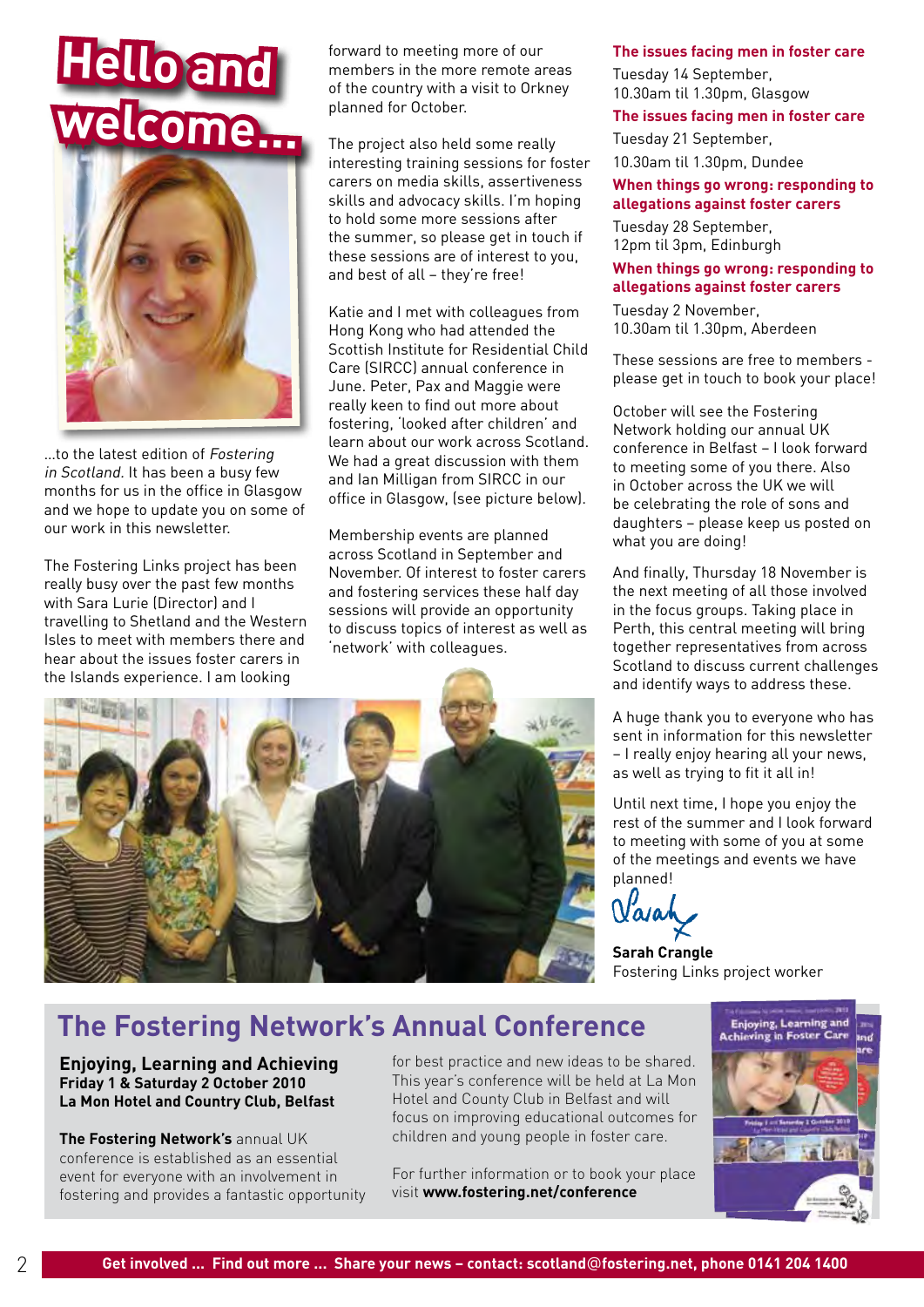# Hello and welcome...

...to the latest edition of *Fostering in Scotland*. It has been a busy few months for us in the office in Glasgow and we hope to update you on some of our work in this newsletter.

The Fostering Links project has been really busy over the past few months with Sara Lurie (Director) and I travelling to Shetland and the Western Isles to meet with members there and hear about the issues foster carers in the Islands experience. I am looking forward to meeting more of our members in the more remote areas of the country with a visit to Orkney planned for October.

The project also held some really interesting training sessions for foster carers on media skills, assertiveness skills and advocacy skills. I'm hoping to hold some more sessions after the summer, so please get in touch if these sessions are of interest to you, and best of all – they're free!

Katie and I met with colleagues from Hong Kong who had attended the Scottish Institute for Residential Child Care (SIRCC) annual conference in June. Peter, Pax and Maggie were really keen to find out more about fostering, 'looked after children' and learn about our work across Scotland. We had a great discussion with them and Ian Milligan from SIRCC in our office in Glasgow, (see picture below).

Membership events are planned across Scotland in September and November. Of interest to foster carers and fostering services these half day sessions will provide an opportunity to discuss topics of interest as well as 'network' with colleagues.

**The issues facing men in foster care**
Tuesday 14 September,
10.30am til 1.30pm, Glasgow

**The issues facing men in foster care**
Tuesday 21 September,
10.30am til 1.30pm, Dundee

**When things go wrong: responding to allegations against foster carers**
Tuesday 28 September,
12pm til 3pm, Edinburgh

**When things go wrong: responding to allegations against foster carers**
Tuesday 2 November,
10.30am til 1.30pm, Aberdeen

These sessions are free to members - please get in touch to book your place!

October will see the Fostering Network holding our annual UK conference in Belfast – I look forward to meeting some of you there. Also in October across the UK we will be celebrating the role of sons and daughters – please keep us posted on what you are doing!

And finally, Thursday 18 November is the next meeting of all those involved in the focus groups. Taking place in Perth, this central meeting will bring together representatives from across Scotland to discuss current challenges and identify ways to address these.

A huge thank you to everyone who has sent in information for this newsletter – I really enjoy hearing all your news, as well as trying to fit it all in!

Until next time, I hope you enjoy the rest of the summer and I look forward to meeting with some of you at some of the meetings and events we have planned!

Sarah

**Sarah Crangle**
Fostering Links project worker

## The Fostering Network's Annual Conference

**Enjoying, Learning and Achieving**
**Friday 1 & Saturday 2 October 2010**
**La Mon Hotel and Country Club, Belfast**

**The Fostering Network's** annual UK conference is established as an essential event for everyone with an involvement in fostering and provides a fantastic opportunity for best practice and new ideas to be shared. This year's conference will be held at La Mon Hotel and County Club in Belfast and will focus on improving educational outcomes for children and young people in foster care.

For further information or to book your place visit **www.fostering.net/conference**

**Get involved ... Find out more ... Share your news – contact: scotland@fostering.net, phone 0141 204 1400**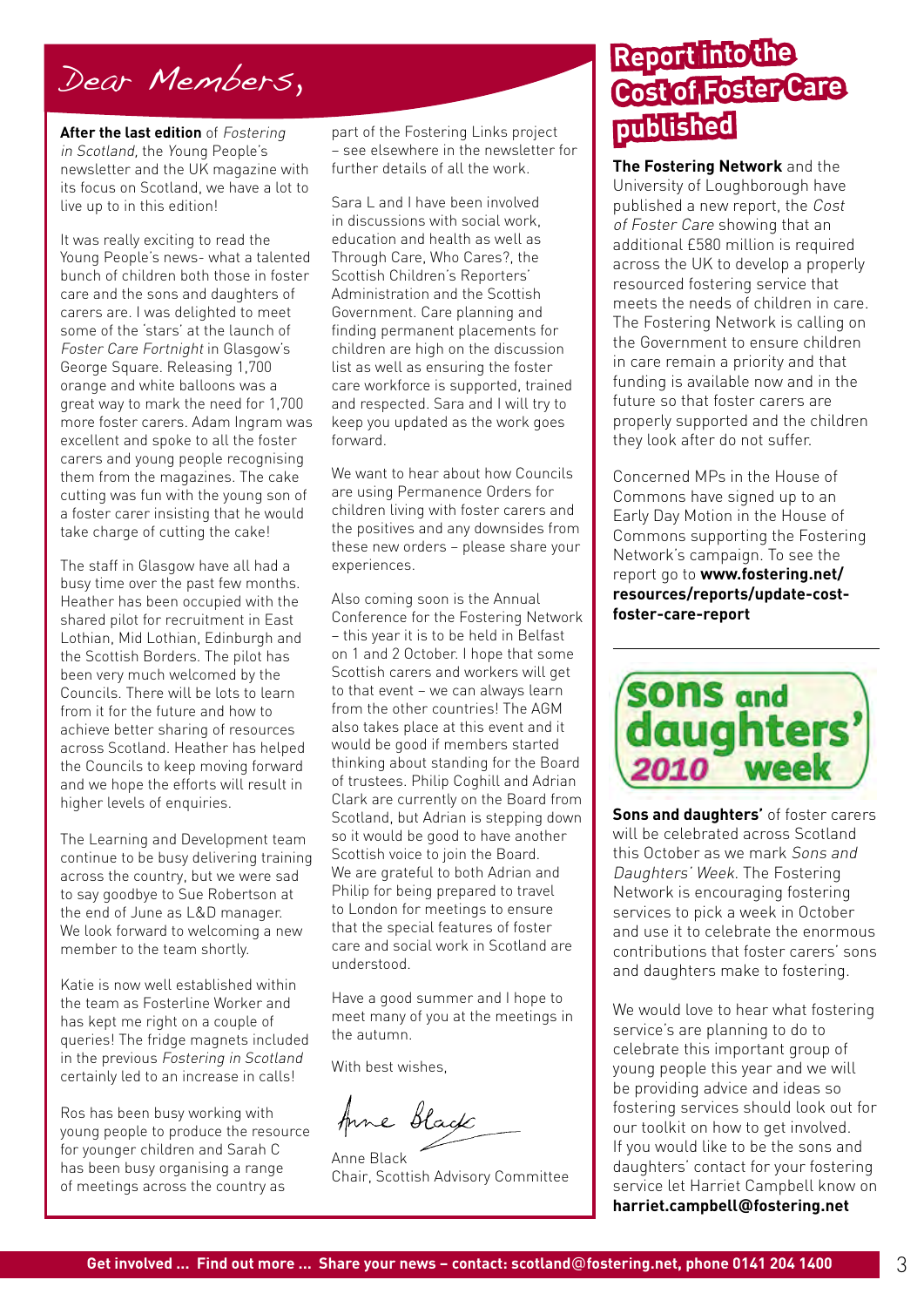# Dear Members,

**After the last edition** of *Fostering in Scotland,* the Young People's newsletter and the UK magazine with its focus on Scotland, we have a lot to live up to in this edition!

It was really exciting to read the Young People's news- what a talented bunch of children both those in foster care and the sons and daughters of carers are. I was delighted to meet some of the 'stars' at the launch of *Foster Care Fortnight* in Glasgow's George Square. Releasing 1,700 orange and white balloons was a great way to mark the need for 1,700 more foster carers. Adam Ingram was excellent and spoke to all the foster carers and young people recognising them from the magazines. The cake cutting was fun with the young son of a foster carer insisting that he would take charge of cutting the cake!

The staff in Glasgow have all had a busy time over the past few months. Heather has been occupied with the shared pilot for recruitment in East Lothian, Mid Lothian, Edinburgh and the Scottish Borders. The pilot has been very much welcomed by the Councils. There will be lots to learn from it for the future and how to achieve better sharing of resources across Scotland. Heather has helped the Councils to keep moving forward and we hope the efforts will result in higher levels of enquiries.

The Learning and Development team continue to be busy delivering training across the country, but we were sad to say goodbye to Sue Robertson at the end of June as L&D manager. We look forward to welcoming a new member to the team shortly.

Katie is now well established within the team as Fosterline Worker and has kept me right on a couple of queries! The fridge magnets included in the previous *Fostering in Scotland* certainly led to an increase in calls!

Ros has been busy working with young people to produce the resource for younger children and Sarah C has been busy organising a range of meetings across the country as part of the Fostering Links project – see elsewhere in the newsletter for further details of all the work.

Sara L and I have been involved in discussions with social work, education and health as well as Through Care, Who Cares?, the Scottish Children's Reporters' Administration and the Scottish Government. Care planning and finding permanent placements for children are high on the discussion list as well as ensuring the foster care workforce is supported, trained and respected. Sara and I will try to keep you updated as the work goes forward.

We want to hear about how Councils are using Permanence Orders for children living with foster carers and the positives and any downsides from these new orders – please share your experiences.

Also coming soon is the Annual Conference for the Fostering Network – this year it is to be held in Belfast on 1 and 2 October. I hope that some Scottish carers and workers will get to that event – we can always learn from the other countries! The AGM also takes place at this event and it would be good if members started thinking about standing for the Board of trustees. Philip Coghill and Adrian Clark are currently on the Board from Scotland, but Adrian is stepping down so it would be good to have another Scottish voice to join the Board. We are grateful to both Adrian and Philip for being prepared to travel to London for meetings to ensure that the special features of foster care and social work in Scotland are understood.

Have a good summer and I hope to meet many of you at the meetings in the autumn.

With best wishes,

Anne Black

Anne Black
Chair, Scottish Advisory Committee

# Report into the Cost of Foster Care published

**The Fostering Network** and the University of Loughborough have published a new report, the *Cost of Foster Care* showing that an additional £580 million is required across the UK to develop a properly resourced fostering service that meets the needs of children in care. The Fostering Network is calling on the Government to ensure children in care remain a priority and that funding is available now and in the future so that foster carers are properly supported and the children they look after do not suffer.

Concerned MPs in the House of Commons have signed up to an Early Day Motion in the House of Commons supporting the Fostering Network's campaign. To see the report go to **www.fostering.net/resources/reports/update-cost-foster-care-report**

# Sons and daughters' 2010 week

**Sons and daughters'** of foster carers will be celebrated across Scotland this October as we mark *Sons and Daughters' Week*. The Fostering Network is encouraging fostering services to pick a week in October and use it to celebrate the enormous contributions that foster carers' sons and daughters make to fostering.

We would love to hear what fostering service's are planning to do to celebrate this important group of young people this year and we will be providing advice and ideas so fostering services should look out for our toolkit on how to get involved. If you would like to be the sons and daughters' contact for your fostering service let Harriet Campbell know on **harriet.campbell@fostering.net**

**Get involved ... Find out more ... Share your news – contact: scotland@fostering.net, phone 0141 204 1400**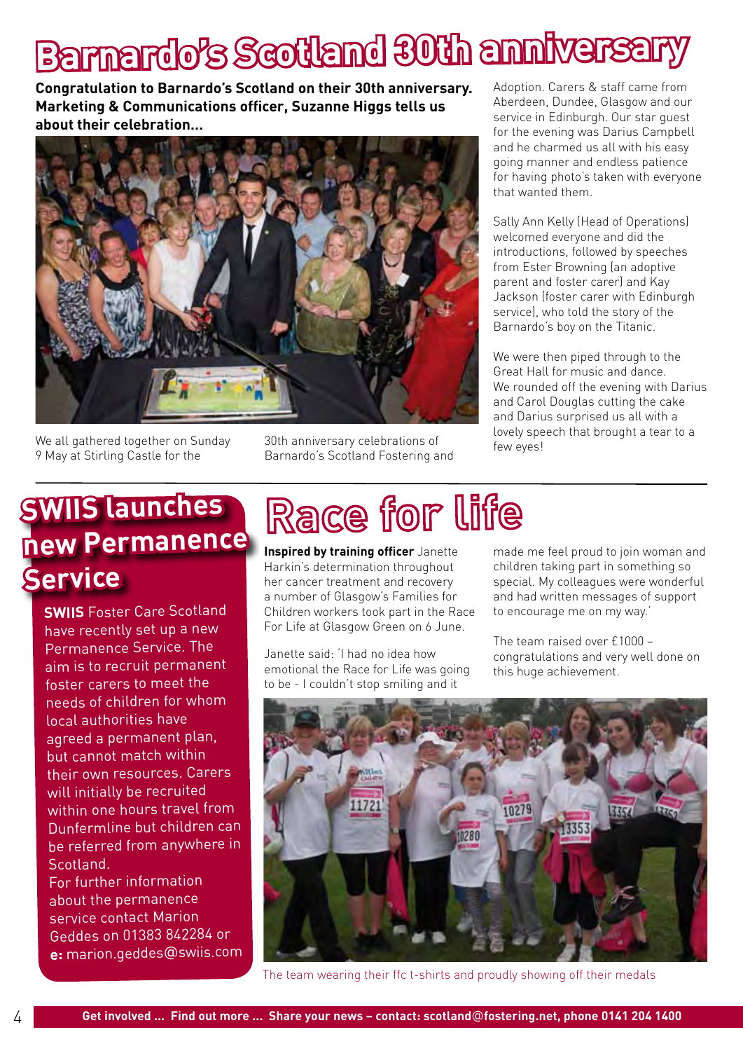# Barnardo's Scotland 30th anniversary

**Congratulation to Barnardo's Scotland on their 30th anniversary. Marketing & Communications officer, Suzanne Higgs tells us about their celebration...**

We all gathered together on Sunday 9 May at Stirling Castle for the 30th anniversary celebrations of Barnardo's Scotland Fostering and Adoption. Carers & staff came from Aberdeen, Dundee, Glasgow and our service in Edinburgh. Our star guest for the evening was Darius Campbell and he charmed us all with his easy going manner and endless patience for having photo's taken with everyone that wanted them.

Sally Ann Kelly (Head of Operations) welcomed everyone and did the introductions, followed by speeches from Ester Browning (an adoptive parent and foster carer) and Kay Jackson (foster carer with Edinburgh service), who told the story of the Barnardo's boy on the Titanic.

We were then piped through to the Great Hall for music and dance. We rounded off the evening with Darius and Carol Douglas cutting the cake and Darius surprised us all with a lovely speech that brought a tear to a few eyes!

## SWIIS launches new Permanence Service

**SWIIS** Foster Care Scotland have recently set up a new Permanence Service. The aim is to recruit permanent foster carers to meet the needs of children for whom local authorities have agreed a permanent plan, but cannot match within their own resources. Carers will initially be recruited within one hours travel from Dunfermline but children can be referred from anywhere in Scotland.

For further information about the permanence service contact Marion Geddes on 01383 842284 or **e:** marion.geddes@swiis.com

## Race for life

**Inspired by training officer** Janette Harkin's determination throughout her cancer treatment and recovery a number of Glasgow's Families for Children workers took part in the Race For Life at Glasgow Green on 6 June.

Janette said: 'I had no idea how emotional the Race for Life was going to be - I couldn't stop smiling and it made me feel proud to join woman and children taking part in something so special. My colleagues were wonderful and had written messages of support to encourage me on my way.'

The team raised over £1000 – congratulations and very well done on this huge achievement.

The team wearing their ffc t-shirts and proudly showing off their medals

**Get involved ... Find out more ... Share your news – contact: scotland@fostering.net, phone 0141 204 1400**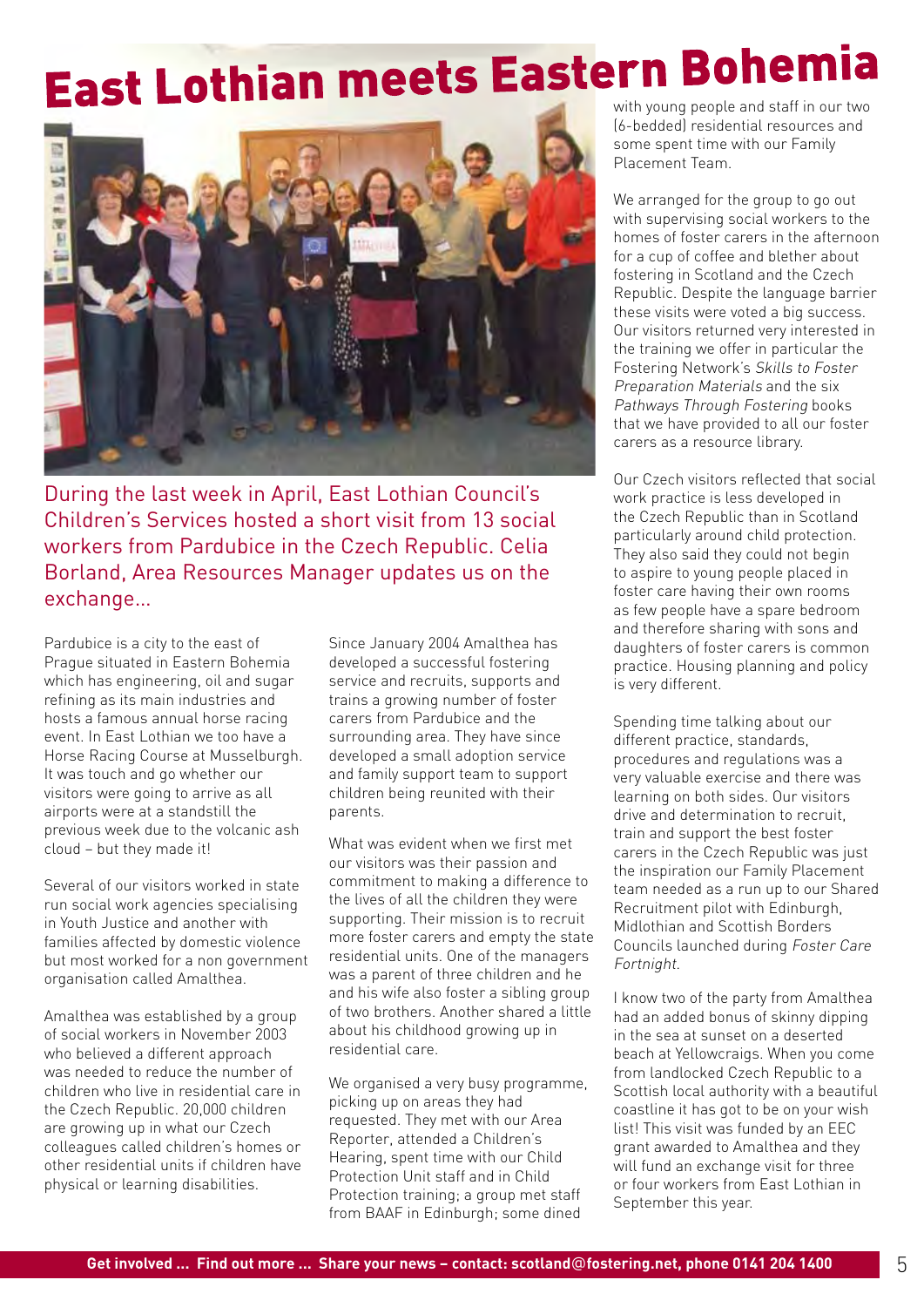# East Lothian meets Eastern Bohemia

During the last week in April, East Lothian Council's Children's Services hosted a short visit from 13 social workers from Pardubice in the Czech Republic. Celia Borland, Area Resources Manager updates us on the exchange...

Pardubice is a city to the east of Prague situated in Eastern Bohemia which has engineering, oil and sugar refining as its main industries and hosts a famous annual horse racing event. In East Lothian we too have a Horse Racing Course at Musselburgh. It was touch and go whether our visitors were going to arrive as all airports were at a standstill the previous week due to the volcanic ash cloud – but they made it!

Several of our visitors worked in state run social work agencies specialising in Youth Justice and another with families affected by domestic violence but most worked for a non government organisation called Amalthea.

Amalthea was established by a group of social workers in November 2003 who believed a different approach was needed to reduce the number of children who live in residential care in the Czech Republic. 20,000 children are growing up in what our Czech colleagues called children's homes or other residential units if children have physical or learning disabilities.

Since January 2004 Amalthea has developed a successful fostering service and recruits, supports and trains a growing number of foster carers from Pardubice and the surrounding area. They have since developed a small adoption service and family support team to support children being reunited with their parents.

What was evident when we first met our visitors was their passion and commitment to making a difference to the lives of all the children they were supporting. Their mission is to recruit more foster carers and empty the state residential units. One of the managers was a parent of three children and he and his wife also foster a sibling group of two brothers. Another shared a little about his childhood growing up in residential care.

We organised a very busy programme, picking up on areas they had requested. They met with our Area Reporter, attended a Children's Hearing, spent time with our Child Protection Unit staff and in Child Protection training; a group met staff from BAAF in Edinburgh; some dined with young people and staff in our two (6-bedded) residential resources and some spent time with our Family Placement Team.

We arranged for the group to go out with supervising social workers to the homes of foster carers in the afternoon for a cup of coffee and blether about fostering in Scotland and the Czech Republic. Despite the language barrier these visits were voted a big success. Our visitors returned very interested in the training we offer in particular the Fostering Network's *Skills to Foster Preparation Materials* and the six *Pathways Through Fostering* books that we have provided to all our foster carers as a resource library.

Our Czech visitors reflected that social work practice is less developed in the Czech Republic than in Scotland particularly around child protection. They also said they could not begin to aspire to young people placed in foster care having their own rooms as few people have a spare bedroom and therefore sharing with sons and daughters of foster carers is common practice. Housing planning and policy is very different.

Spending time talking about our different practice, standards, procedures and regulations was a very valuable exercise and there was learning on both sides. Our visitors drive and determination to recruit, train and support the best foster carers in the Czech Republic was just the inspiration our Family Placement team needed as a run up to our Shared Recruitment pilot with Edinburgh, Midlothian and Scottish Borders Councils launched during *Foster Care Fortnight*.

I know two of the party from Amalthea had an added bonus of skinny dipping in the sea at sunset on a deserted beach at Yellowcraigs. When you come from landlocked Czech Republic to a Scottish local authority with a beautiful coastline it has got to be on your wish list! This visit was funded by an EEC grant awarded to Amalthea and they will fund an exchange visit for three or four workers from East Lothian in September this year.

**Get involved ... Find out more ... Share your news – contact: scotland@fostering.net, phone 0141 204 1400**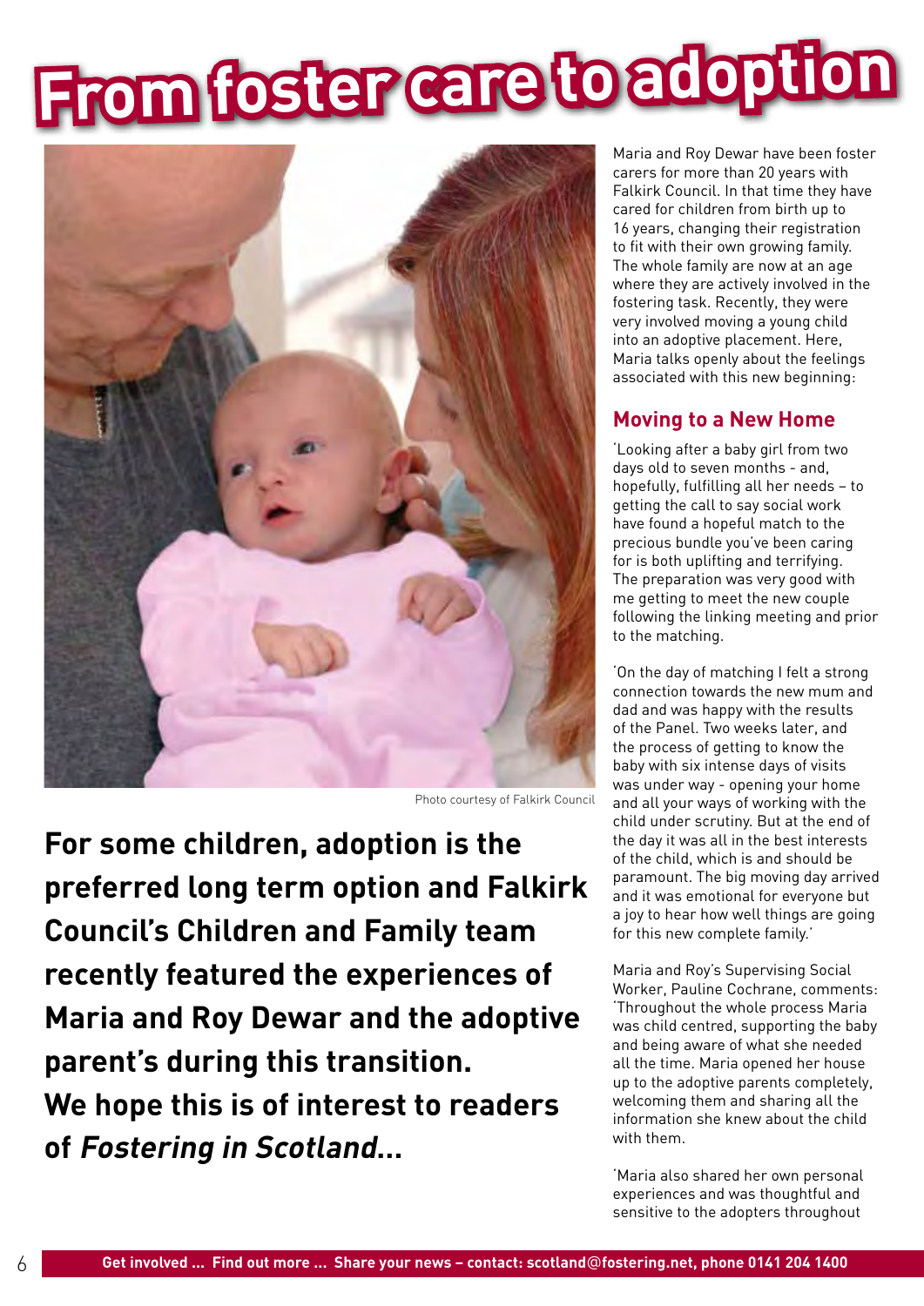# From foster care to adoption

Photo courtesy of Falkirk Council

**For some children, adoption is the preferred long term option and Falkirk Council's Children and Family team recently featured the experiences of Maria and Roy Dewar and the adoptive parent's during this transition. We hope this is of interest to readers of *Fostering in Scotland*...**

Maria and Roy Dewar have been foster carers for more than 20 years with Falkirk Council. In that time they have cared for children from birth up to 16 years, changing their registration to fit with their own growing family. The whole family are now at an age where they are actively involved in the fostering task. Recently, they were very involved moving a young child into an adoptive placement. Here, Maria talks openly about the feelings associated with this new beginning:

## Moving to a New Home

'Looking after a baby girl from two days old to seven months - and, hopefully, fulfilling all her needs – to getting the call to say social work have found a hopeful match to the precious bundle you've been caring for is both uplifting and terrifying. The preparation was very good with me getting to meet the new couple following the linking meeting and prior to the matching.

'On the day of matching I felt a strong connection towards the new mum and dad and was happy with the results of the Panel. Two weeks later, and the process of getting to know the baby with six intense days of visits was under way - opening your home and all your ways of working with the child under scrutiny. But at the end of the day it was all in the best interests of the child, which is and should be paramount. The big moving day arrived and it was emotional for everyone but a joy to hear how well things are going for this new complete family.'

Maria and Roy's Supervising Social Worker, Pauline Cochrane, comments: 'Throughout the whole process Maria was child centred, supporting the baby and being aware of what she needed all the time. Maria opened her house up to the adoptive parents completely, welcoming them and sharing all the information she knew about the child with them.

'Maria also shared her own personal experiences and was thoughtful and sensitive to the adopters throughout

Get involved ... Find out more ... Share your news – contact: scotland@fostering.net, phone 0141 204 1400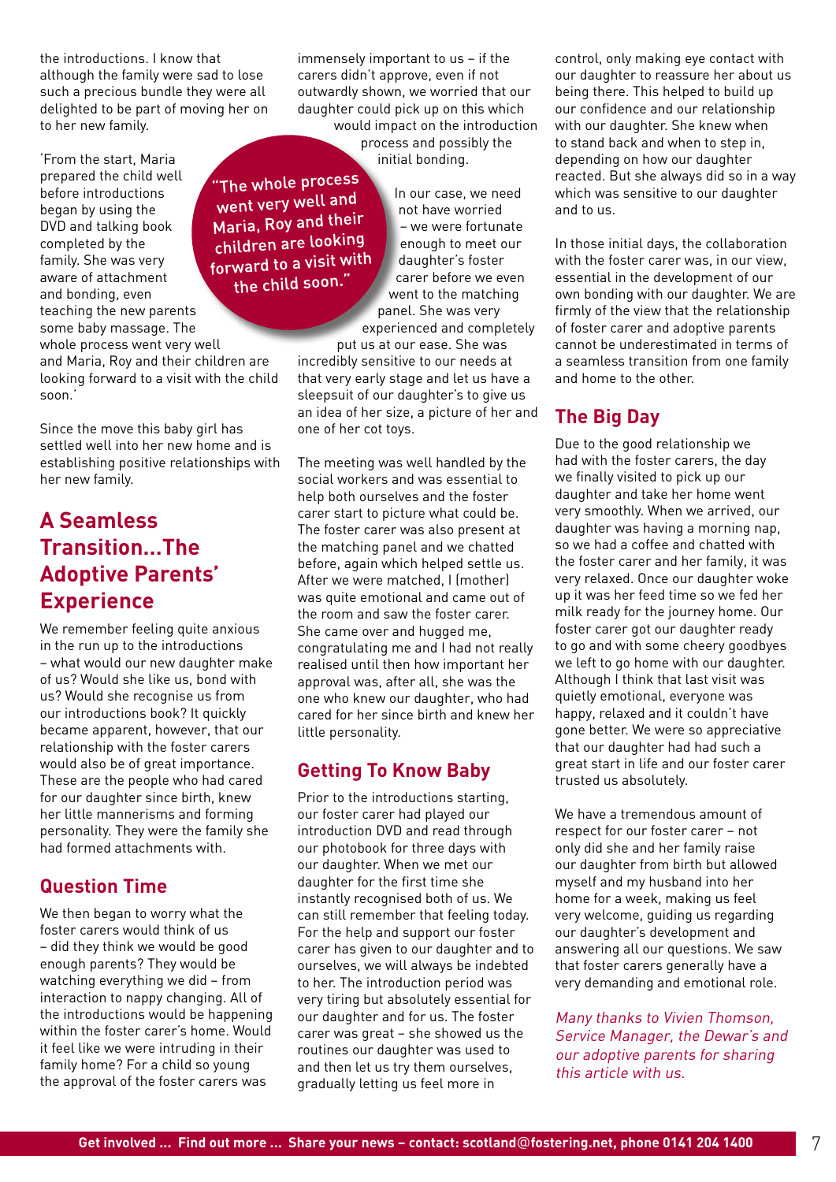the introductions. I know that although the family were sad to lose such a precious bundle they were all delighted to be part of moving her on to her new family.

'From the start, Maria prepared the child well before introductions began by using the DVD and talking book completed by the family. She was very aware of attachment and bonding, even teaching the new parents some baby massage. The whole process went very well and Maria, Roy and their children are looking forward to a visit with the child soon.'

Since the move this baby girl has settled well into her new home and is establishing positive relationships with her new family.

> "The whole process went very well and Maria, Roy and their children are looking forward to a visit with the child soon."

## A Seamless Transition...The Adoptive Parents' Experience

We remember feeling quite anxious in the run up to the introductions – what would our new daughter make of us? Would she like us, bond with us? Would she recognise us from our introductions book? It quickly became apparent, however, that our relationship with the foster carers would also be of great importance. These are the people who had cared for our daughter since birth, knew her little mannerisms and forming personality. They were the family she had formed attachments with.

### Question Time

We then began to worry what the foster carers would think of us – did they think we would be good enough parents? They would be watching everything we did – from interaction to nappy changing. All of the introductions would be happening within the foster carer's home. Would it feel like we were intruding in their family home? For a child so young the approval of the foster carers was immensely important to us – if the carers didn't approve, even if not outwardly shown, we worried that our daughter could pick up on this which would impact on the introduction process and possibly the initial bonding.

In our case, we need not have worried – we were fortunate enough to meet our daughter's foster carer before we even went to the matching panel. She was very experienced and completely put us at our ease. She was incredibly sensitive to our needs at that very early stage and let us have a sleepsuit of our daughter's to give us an idea of her size, a picture of her and one of her cot toys.

The meeting was well handled by the social workers and was essential to help both ourselves and the foster carer start to picture what could be. The foster carer was also present at the matching panel and we chatted before, again which helped settle us. After we were matched, I (mother) was quite emotional and came out of the room and saw the foster carer. She came over and hugged me, congratulating me and I had not really realised until then how important her approval was, after all, she was the one who knew our daughter, who had cared for her since birth and knew her little personality.

### Getting To Know Baby

Prior to the introductions starting, our foster carer had played our introduction DVD and read through our photobook for three days with our daughter. When we met our daughter for the first time she instantly recognised both of us. We can still remember that feeling today. For the help and support our foster carer has given to our daughter and to ourselves, we will always be indebted to her. The introduction period was very tiring but absolutely essential for our daughter and for us. The foster carer was great – she showed us the routines our daughter was used to and then let us try them ourselves, gradually letting us feel more in control, only making eye contact with our daughter to reassure her about us being there. This helped to build up our confidence and our relationship with our daughter. She knew when to stand back and when to step in, depending on how our daughter reacted. But she always did so in a way which was sensitive to our daughter and to us.

In those initial days, the collaboration with the foster carer was, in our view, essential in the development of our own bonding with our daughter. We are firmly of the view that the relationship of foster carer and adoptive parents cannot be underestimated in terms of a seamless transition from one family and home to the other.

### The Big Day

Due to the good relationship we had with the foster carers, the day we finally visited to pick up our daughter and take her home went very smoothly. When we arrived, our daughter was having a morning nap, so we had a coffee and chatted with the foster carer and her family, it was very relaxed. Once our daughter woke up it was her feed time so we fed her milk ready for the journey home. Our foster carer got our daughter ready to go and with some cheery goodbyes we left to go home with our daughter. Although I think that last visit was quietly emotional, everyone was happy, relaxed and it couldn't have gone better. We were so appreciative that our daughter had had such a great start in life and our foster carer trusted us absolutely.

We have a tremendous amount of respect for our foster carer – not only did she and her family raise our daughter from birth but allowed myself and my husband into her home for a week, making us feel very welcome, guiding us regarding our daughter's development and answering all our questions. We saw that foster carers generally have a very demanding and emotional role.

*Many thanks to Vivien Thomson, Service Manager, the Dewar's and our adoptive parents for sharing this article with us.*

**Get involved ... Find out more ... Share your news – contact: scotland@fostering.net, phone 0141 204 1400**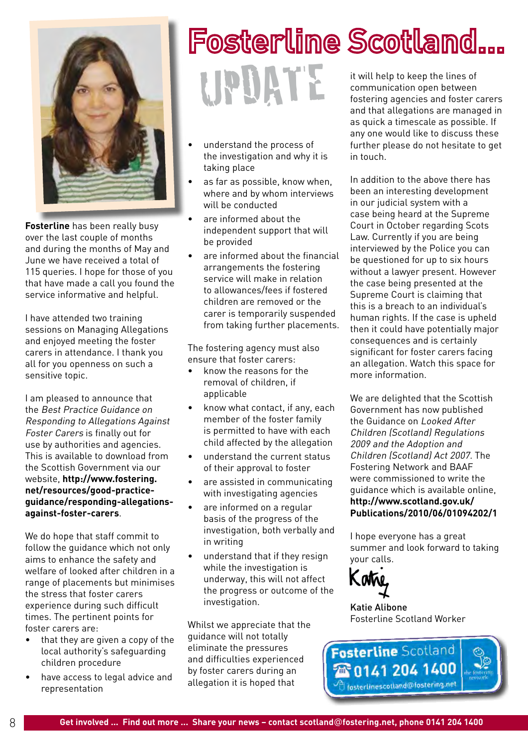# Fosterline Scotland...

## UPDATE

**Fosterline** has been really busy over the last couple of months and during the months of May and June we have received a total of 115 queries. I hope for those of you that have made a call you found the service informative and helpful.

I have attended two training sessions on Managing Allegations and enjoyed meeting the foster carers in attendance. I thank you all for you openness on such a sensitive topic.

I am pleased to announce that the *Best Practice Guidance on Responding to Allegations Against Foster Carers* is finally out for use by authorities and agencies. This is available to download from the Scottish Government via our website, **http://www.fostering.net/resources/good-practice-guidance/responding-allegations-against-foster-carers**.

We do hope that staff commit to follow the guidance which not only aims to enhance the safety and welfare of looked after children in a range of placements but minimises the stress that foster carers experience during such difficult times. The pertinent points for foster carers are:

- that they are given a copy of the local authority's safeguarding children procedure
- have access to legal advice and representation
- understand the process of the investigation and why it is taking place
- as far as possible, know when, where and by whom interviews will be conducted
- are informed about the independent support that will be provided
- are informed about the financial arrangements the fostering service will make in relation to allowances/fees if fostered children are removed or the carer is temporarily suspended from taking further placements.

The fostering agency must also ensure that foster carers:

- know the reasons for the removal of children, if applicable
- know what contact, if any, each member of the foster family is permitted to have with each child affected by the allegation
- understand the current status of their approval to foster
- are assisted in communicating with investigating agencies
- are informed on a regular basis of the progress of the investigation, both verbally and in writing
- understand that if they resign while the investigation is underway, this will not affect the progress or outcome of the investigation.

Whilst we appreciate that the guidance will not totally eliminate the pressures and difficulties experienced by foster carers during an allegation it is hoped that it will help to keep the lines of communication open between fostering agencies and foster carers and that allegations are managed in as quick a timescale as possible. If any one would like to discuss these further please do not hesitate to get in touch.

In addition to the above there has been an interesting development in our judicial system with a case being heard at the Supreme Court in October regarding Scots Law. Currently if you are being interviewed by the Police you can be questioned for up to six hours without a lawyer present. However the case being presented at the Supreme Court is claiming that this is a breach to an individual's human rights. If the case is upheld then it could have potentially major consequences and is certainly significant for foster carers facing an allegation. Watch this space for more information.

We are delighted that the Scottish Government has now published the Guidance on *Looked After Children (Scotland) Regulations 2009 and the Adoption and Children (Scotland) Act 2007*. The Fostering Network and BAAF were commissioned to write the guidance which is available online, **http://www.scotland.gov.uk/Publications/2010/06/01094202/1**

I hope everyone has a great summer and look forward to taking your calls.

Katie

Katie Alibone
Fosterline Scotland Worker

**Fosterline** Scotland
0141 204 1400
fosterlinescotland@fostering.net

**Get involved ... Find out more ... Share your news – contact scotland@fostering.net, phone 0141 204 1400**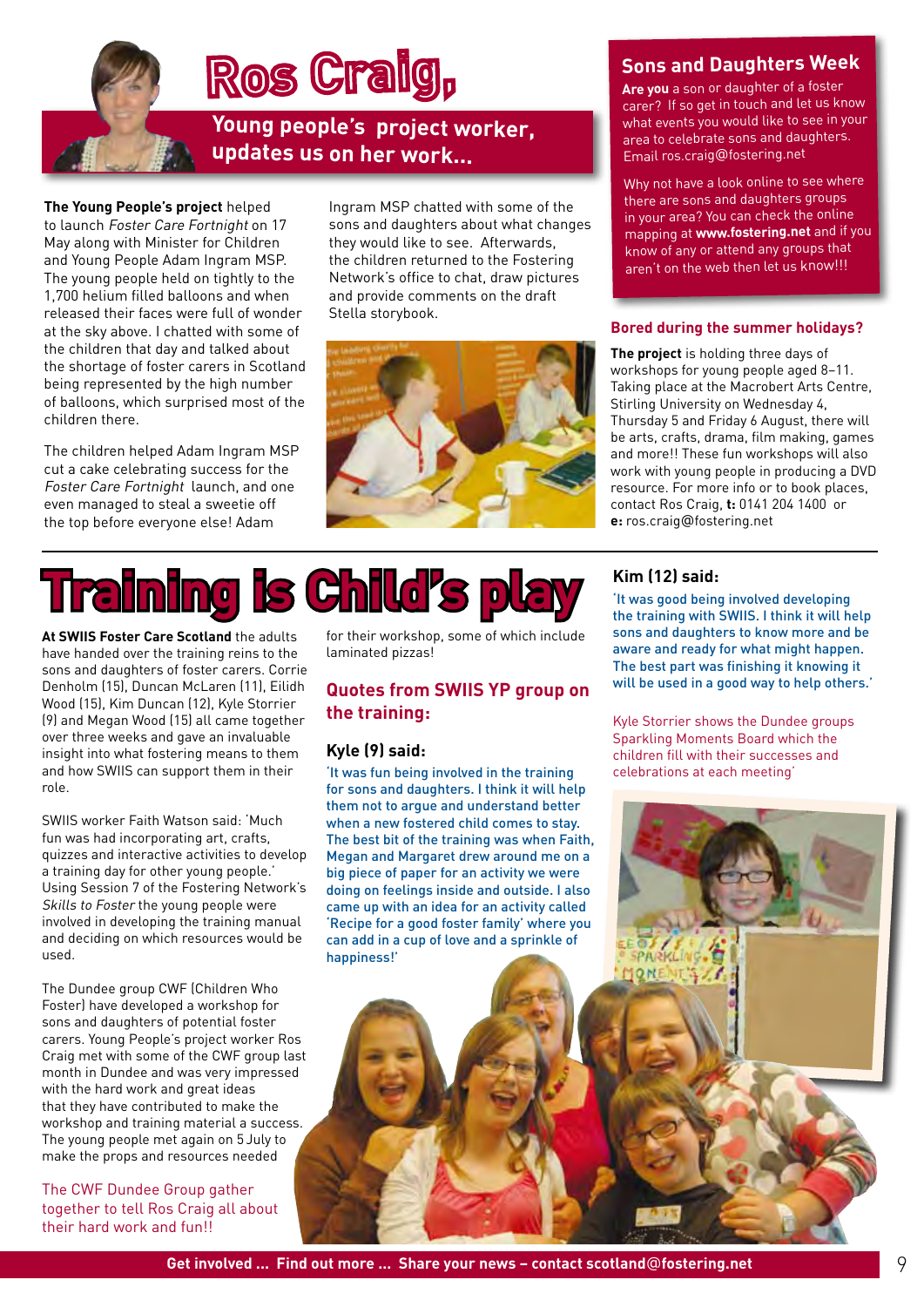# Ros Craig,

## Young people's project worker, updates us on her work...

**The Young People's project** helped to launch *Foster Care Fortnight* on 17 May along with Minister for Children and Young People Adam Ingram MSP. The young people held on tightly to the 1,700 helium filled balloons and when released their faces were full of wonder at the sky above. I chatted with some of the children that day and talked about the shortage of foster carers in Scotland being represented by the high number of balloons, which surprised most of the children there.

The children helped Adam Ingram MSP cut a cake celebrating success for the *Foster Care Fortnight* launch, and one even managed to steal a sweetie off the top before everyone else! Adam Ingram MSP chatted with some of the sons and daughters about what changes they would like to see. Afterwards, the children returned to the Fostering Network's office to chat, draw pictures and provide comments on the draft Stella storybook.

## Sons and Daughters Week

**Are you** a son or daughter of a foster carer? If so get in touch and let us know what events you would like to see in your area to celebrate sons and daughters. Email ros.craig@fostering.net

Why not have a look online to see where there are sons and daughters groups in your area? You can check the online mapping at **www.fostering.net** and if you know of any or attend any groups that aren't on the web then let us know!!!

### Bored during the summer holidays?

**The project** is holding three days of workshops for young people aged 8–11. Taking place at the Macrobert Arts Centre, Stirling University on Wednesday 4, Thursday 5 and Friday 6 August, there will be arts, crafts, drama, film making, games and more!! These fun workshops will also work with young people in producing a DVD resource. For more info or to book places, contact Ros Craig, **t:** 0141 204 1400 or **e:** ros.craig@fostering.net

# Training is Child's play

**At SWIIS Foster Care Scotland** the adults have handed over the training reins to the sons and daughters of foster carers. Corrie Denholm (15), Duncan McLaren (11), Eilidh Wood (15), Kim Duncan (12), Kyle Storrier (9) and Megan Wood (15) all came together over three weeks and gave an invaluable insight into what fostering means to them and how SWIIS can support them in their role.

SWIIS worker Faith Watson said: 'Much fun was had incorporating art, crafts, quizzes and interactive activities to develop a training day for other young people.' Using Session 7 of the Fostering Network's *Skills to Foster* the young people were involved in developing the training manual and deciding on which resources would be used.

The Dundee group CWF (Children Who Foster) have developed a workshop for sons and daughters of potential foster carers. Young People's project worker Ros Craig met with some of the CWF group last month in Dundee and was very impressed with the hard work and great ideas that they have contributed to make the workshop and training material a success. The young people met again on 5 July to make the props and resources needed for their workshop, some of which include laminated pizzas!

The CWF Dundee Group gather together to tell Ros Craig all about their hard work and fun!!

### Quotes from SWIIS YP group on the training:

#### Kyle (9) said:

'It was fun being involved in the training for sons and daughters. I think it will help them not to argue and understand better when a new fostered child comes to stay. The best bit of the training was when Faith, Megan and Margaret drew around me on a big piece of paper for an activity we were doing on feelings inside and outside. I also came up with an idea for an activity called 'Recipe for a good foster family' where you can add in a cup of love and a sprinkle of happiness!'

#### Kim (12) said:

'It was good being involved developing the training with SWIIS. I think it will help sons and daughters to know more and be aware and ready for what might happen. The best part was finishing it knowing it will be used in a good way to help others.'

Kyle Storrier shows the Dundee groups Sparkling Moments Board which the children fill with their successes and celebrations at each meeting'

Get involved ... Find out more ... Share your news – contact scotland@fostering.net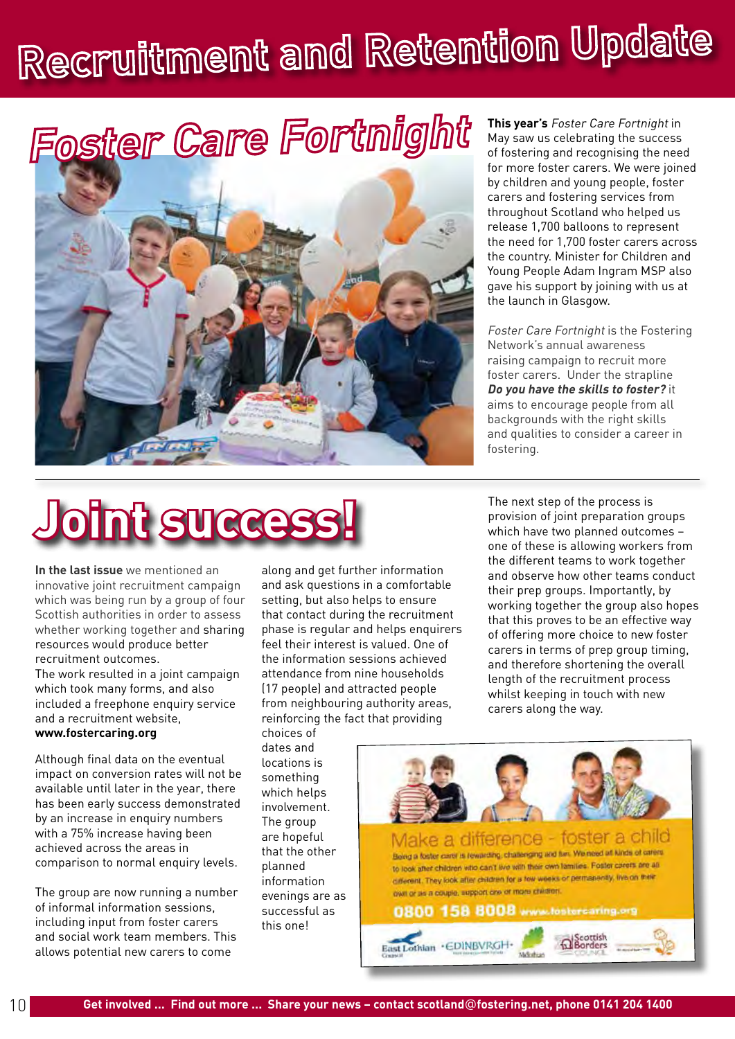# Recruitment and Retention Update

## Foster Care Fortnight

**This year's** *Foster Care Fortnight* in May saw us celebrating the success of fostering and recognising the need for more foster carers. We were joined by children and young people, foster carers and fostering services from throughout Scotland who helped us release 1,700 balloons to represent the need for 1,700 foster carers across the country. Minister for Children and Young People Adam Ingram MSP also gave his support by joining with us at the launch in Glasgow.

*Foster Care Fortnight* is the Fostering Network's annual awareness raising campaign to recruit more foster carers. Under the strapline ***Do you have the skills to foster?*** it aims to encourage people from all backgrounds with the right skills and qualities to consider a career in fostering.

## Joint success!

**In the last issue** we mentioned an innovative joint recruitment campaign which was being run by a group of four Scottish authorities in order to assess whether working together and sharing resources would produce better recruitment outcomes.
The work resulted in a joint campaign which took many forms, and also included a freephone enquiry service and a recruitment website, **www.fostercaring.org**

Although final data on the eventual impact on conversion rates will not be available until later in the year, there has been early success demonstrated by an increase in enquiry numbers with a 75% increase having been achieved across the areas in comparison to normal enquiry levels.

The group are now running a number of informal information sessions, including input from foster carers and social work team members. This allows potential new carers to come along and get further information and ask questions in a comfortable setting, but also helps to ensure that contact during the recruitment phase is regular and helps enquirers feel their interest is valued. One of the information sessions achieved attendance from nine households (17 people) and attracted people from neighbouring authority areas, reinforcing the fact that providing choices of dates and locations is something which helps involvement. The group are hopeful that the other planned information evenings are as successful as this one!

The next step of the process is provision of joint preparation groups which have two planned outcomes – one of these is allowing workers from the different teams to work together and observe how other teams conduct their prep groups. Importantly, by working together the group also hopes that this proves to be an effective way of offering more choice to new foster carers in terms of prep group timing, and therefore shortening the overall length of the recruitment process whilst keeping in touch with new carers along the way.

Make a difference - foster a child

Being a foster carer is rewarding, challenging and fun. We need all kinds of carers to look after children who can't live with their own families. Foster carers are all different. They look after children for a few weeks or permanently, live on their own or as a couple, support one or more children.

0800 158 8008 www.fostercaring.org

East Lothian Council · Edinburgh · Midlothian · Scottish Borders Council

Get involved ... Find out more ... Share your news – contact scotland@fostering.net, phone 0141 204 1400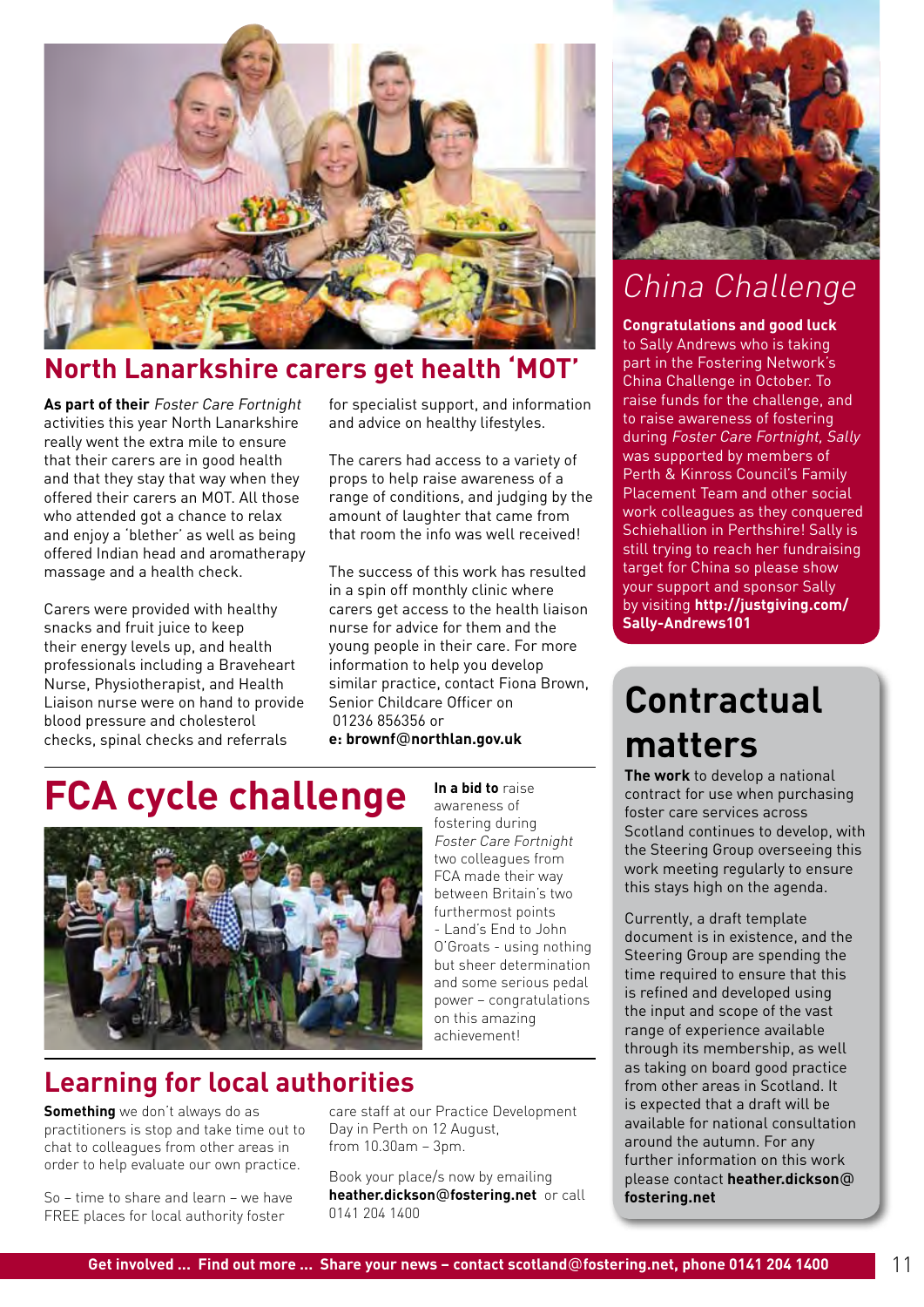## North Lanarkshire carers get health 'MOT'

**As part of their** *Foster Care Fortnight* activities this year North Lanarkshire really went the extra mile to ensure that their carers are in good health and that they stay that way when they offered their carers an MOT. All those who attended got a chance to relax and enjoy a 'blether' as well as being offered Indian head and aromatherapy massage and a health check.

Carers were provided with healthy snacks and fruit juice to keep their energy levels up, and health professionals including a Braveheart Nurse, Physiotherapist, and Health Liaison nurse were on hand to provide blood pressure and cholesterol checks, spinal checks and referrals for specialist support, and information and advice on healthy lifestyles.

The carers had access to a variety of props to help raise awareness of a range of conditions, and judging by the amount of laughter that came from that room the info was well received!

The success of this work has resulted in a spin off monthly clinic where carers get access to the health liaison nurse for advice for them and the young people in their care. For more information to help you develop similar practice, contact Fiona Brown, Senior Childcare Officer on 01236 856356 or
**e: brownf@northlan.gov.uk**

## China Challenge

**Congratulations and good luck** to Sally Andrews who is taking part in the Fostering Network's China Challenge in October. To raise funds for the challenge, and to raise awareness of fostering during *Foster Care Fortnight, Sally* was supported by members of Perth & Kinross Council's Family Placement Team and other social work colleagues as they conquered Schiehallion in Perthshire! Sally is still trying to reach her fundraising target for China so please show your support and sponsor Sally by visiting **http://justgiving.com/Sally-Andrews101**

# FCA cycle challenge

**In a bid to** raise awareness of fostering during *Foster Care Fortnight* two colleagues from FCA made their way between Britain's two furthermost points - Land's End to John O'Groats - using nothing but sheer determination and some serious pedal power – congratulations on this amazing achievement!

## Learning for local authorities

**Something** we don't always do as practitioners is stop and take time out to chat to colleagues from other areas in order to help evaluate our own practice.

So – time to share and learn – we have FREE places for local authority foster care staff at our Practice Development Day in Perth on 12 August, from 10.30am – 3pm.

Book your place/s now by emailing **heather.dickson@fostering.net** or call 0141 204 1400

# Contractual matters

**The work** to develop a national contract for use when purchasing foster care services across Scotland continues to develop, with the Steering Group overseeing this work meeting regularly to ensure this stays high on the agenda.

Currently, a draft template document is in existence, and the Steering Group are spending the time required to ensure that this is refined and developed using the input and scope of the vast range of experience available through its membership, as well as taking on board good practice from other areas in Scotland. It is expected that a draft will be available for national consultation around the autumn. For any further information on this work please contact **heather.dickson@fostering.net**

**Get involved ... Find out more ... Share your news – contact scotland@fostering.net, phone 0141 204 1400**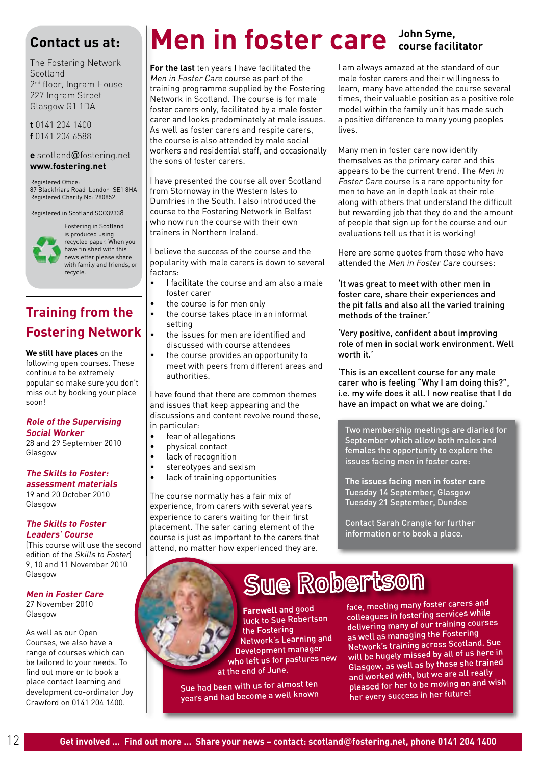## Contact us at:

The Fostering Network Scotland
2nd floor, Ingram House
227 Ingram Street
Glasgow G1 1DA

**t** 0141 204 1400
**f** 0141 204 6588

**e** scotland@fostering.net
**www.fostering.net**

Registered Office:
87 Blackfriars Road London SE1 8HA
Registered Charity No: 280852

Registered in Scotland SC039338

Fostering in Scotland is produced using recycled paper. When you have finished with this newsletter please share with family and friends, or recycle.

## Training from the Fostering Network

**We still have places** on the following open courses. These continue to be extremely popular so make sure you don't miss out by booking your place soon!

***Role of the Supervising Social Worker***
28 and 29 September 2010
Glasgow

***The Skills to Foster: assessment materials***
19 and 20 October 2010
Glasgow

***The Skills to Foster Leaders' Course***
(This course will use the second edition of the *Skills to Foster*)
9, 10 and 11 November 2010
Glasgow

***Men in Foster Care***
27 November 2010
Glasgow

As well as our Open Courses, we also have a range of courses which can be tailored to your needs. To find out more or to book a place contact learning and development co-ordinator Joy Crawford on 0141 204 1400.

# Men in foster care

**John Syme, course facilitator**

**For the last** ten years I have facilitated the *Men in Foster Care* course as part of the training programme supplied by the Fostering Network in Scotland. The course is for male foster carers only, facilitated by a male foster carer and looks predominately at male issues. As well as foster carers and respite carers, the course is also attended by male social workers and residential staff, and occasionally the sons of foster carers.

I have presented the course all over Scotland from Stornoway in the Western Isles to Dumfries in the South. I also introduced the course to the Fostering Network in Belfast who now run the course with their own trainers in Northern Ireland.

I believe the success of the course and the popularity with male carers is down to several factors:

- I facilitate the course and am also a male foster carer
- the course is for men only
- the course takes place in an informal setting
- the issues for men are identified and discussed with course attendees
- the course provides an opportunity to meet with peers from different areas and authorities.

I have found that there are common themes and issues that keep appearing and the discussions and content revolve round these, in particular:

- fear of allegations
- physical contact
- lack of recognition
- stereotypes and sexism
- lack of training opportunities

The course normally has a fair mix of experience, from carers with several years experience to carers waiting for their first placement. The safer caring element of the course is just as important to the carers that attend, no matter how experienced they are.

I am always amazed at the standard of our male foster carers and their willingness to learn, many have attended the course several times, their valuable position as a positive role model within the family unit has made such a positive difference to many young peoples lives.

Many men in foster care now identify themselves as the primary carer and this appears to be the current trend. The *Men in Foster Care* course is a rare opportunity for men to have an in depth look at their role along with others that understand the difficult but rewarding job that they do and the amount of people that sign up for the course and our evaluations tell us that it is working!

Here are some quotes from those who have attended the *Men in Foster Care* courses:

**'It was great to meet with other men in foster care, share their experiences and the pit falls and also all the varied training methods of the trainer.'**

**'Very positive, confident about improving role of men in social work environment. Well worth it.'**

**'This is an excellent course for any male carer who is feeling "Why I am doing this?", i.e. my wife does it all. I now realise that I do have an impact on what we are doing.'**

Two membership meetings are diaried for September which allow both males and females the opportunity to explore the issues facing men in foster care:

**The issues facing men in foster care**
Tuesday 14 September, Glasgow
Tuesday 21 September, Dundee

Contact Sarah Crangle for further information or to book a place.

# Sue Robertson

**Farewell** and good luck to Sue Robertson the Fostering Network's Learning and Development manager who left us for pastures new at the end of June.

Sue had been with us for almost ten years and had become a well known face, meeting many foster carers and colleagues in fostering services while delivering many of our training courses as well as managing the Fostering Network's training across Scotland. Sue will be hugely missed by all of us here in Glasgow, as well as by those she trained and worked with, but we are all really pleased for her to be moving on and wish her every success in her future!

**Get involved ... Find out more ... Share your news – contact: scotland@fostering.net, phone 0141 204 1400**